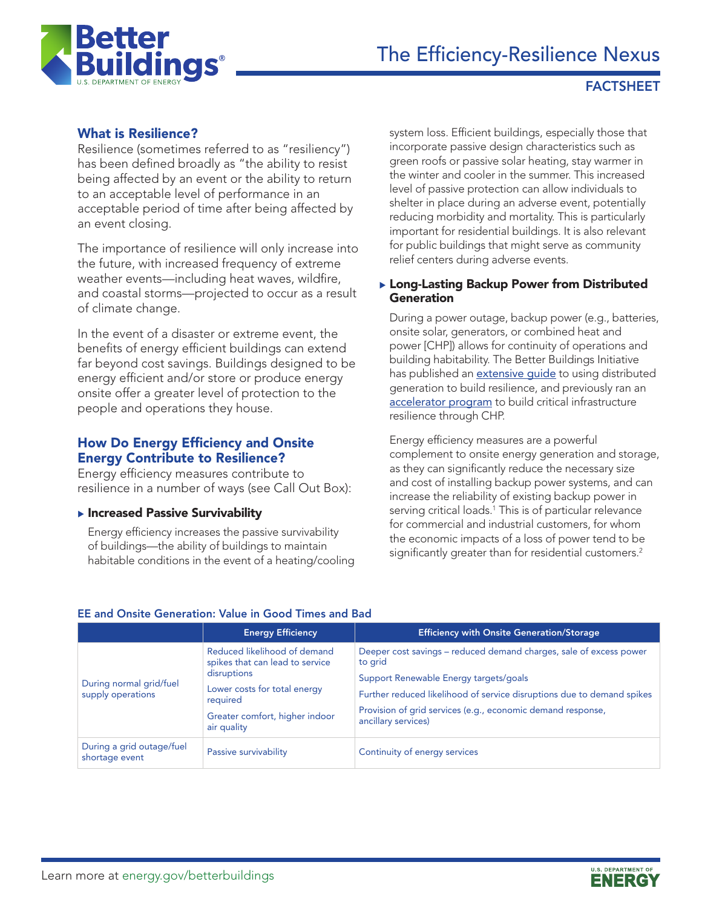# The Efficiency-Resilience Nexus

FACTSHEET

## What is Resilience?

Resilience (sometimes referred to as "resiliency") has been defined broadly as "the ability to resist being affected by an event or the ability to return to an acceptable level of performance in an acceptable period of time after being affected by an event closing.

The importance of resilience will only increase into the future, with increased frequency of extreme weather events—including heat waves, wildfire, and coastal storms—projected to occur as a result of climate change.

In the event of a disaster or extreme event, the benefits of energy efficient buildings can extend far beyond cost savings. Buildings designed to be energy efficient and/or store or produce energy onsite offer a greater level of protection to the people and operations they house.

## How Do Energy Efficiency and Onsite Energy Contribute to Resilience?

Energy efficiency measures contribute to resilience in a number of ways (see Call Out Box):

### Increased Passive Survivability

Energy efficiency increases the passive survivability of buildings—the ability of buildings to maintain habitable conditions in the event of a heating/cooling system loss. Efficient buildings, especially those that incorporate passive design characteristics such as green roofs or passive solar heating, stay warmer in the winter and cooler in the summer. This increased level of passive protection can allow individuals to shelter in place during an adverse event, potentially reducing morbidity and mortality. This is particularly important for residential buildings. It is also relevant for public buildings that might serve as community relief centers during adverse events.

### Long-Lasting Backup Power from Distributed Generation

During a power outage, backup power (e.g., batteries, onsite solar, generators, or combined heat and power [CHP]) allows for continuity of operations and building habitability. The Better Buildings Initiative has published an extensive guide to using distributed generation to build resilience, and previously ran an accelerator program to build critical infrastructure resilience through CHP.

Energy efficiency measures are a powerful complement to onsite energy generation and storage, as they can significantly reduce the necessary size and cost of installing backup power systems, and can increase the reliability of existing backup power in serving critical loads.[1] This is of particular relevance for commercial and industrial customers, for whom the economic impacts of a loss of power tend to be significantly greater than for residential customers.[2]

**EE and Onsite Generation: Value in Good Times and Bad**

| | Energy Efficiency | Efficiency with Onsite Generation/Storage |
|---|---|---|
| During normal grid/fuel supply operations | Reduced likelihood of demand spikes that can lead to service disruptions<br>Lower costs for total energy required<br>Greater comfort, higher indoor air quality | Deeper cost savings – reduced demand charges, sale of excess power to grid<br>Support Renewable Energy targets/goals<br>Further reduced likelihood of service disruptions due to demand spikes<br>Provision of grid services (e.g., economic demand response, ancillary services) |
| During a grid outage/fuel shortage event | Passive survivability | Continuity of energy services |

Learn more at energy.gov/betterbuildings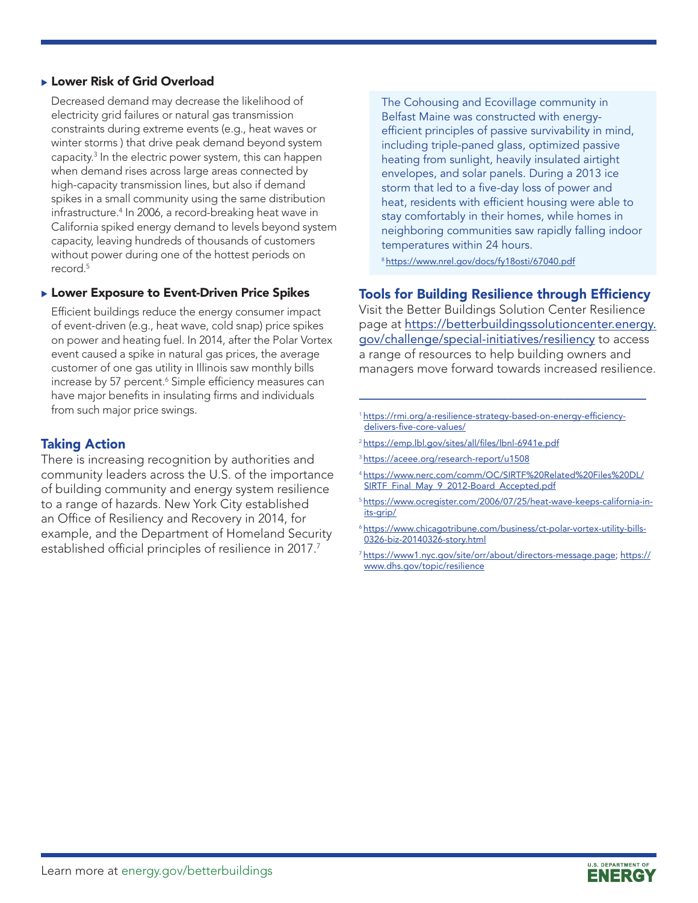### ▸ Lower Risk of Grid Overload

Decreased demand may decrease the likelihood of electricity grid failures or natural gas transmission constraints during extreme events (e.g., heat waves or winter storms ) that drive peak demand beyond system capacity.[3] In the electric power system, this can happen when demand rises across large areas connected by high-capacity transmission lines, but also if demand spikes in a small community using the same distribution infrastructure.[4] In 2006, a record-breaking heat wave in California spiked energy demand to levels beyond system capacity, leaving hundreds of thousands of customers without power during one of the hottest periods on record.[5]

### ▸ Lower Exposure to Event-Driven Price Spikes

Efficient buildings reduce the energy consumer impact of event-driven (e.g., heat wave, cold snap) price spikes on power and heating fuel. In 2014, after the Polar Vortex event caused a spike in natural gas prices, the average customer of one gas utility in Illinois saw monthly bills increase by 57 percent.[6] Simple efficiency measures can have major benefits in insulating firms and individuals from such major price swings.

## Taking Action

There is increasing recognition by authorities and community leaders across the U.S. of the importance of building community and energy system resilience to a range of hazards. New York City established an Office of Resiliency and Recovery in 2014, for example, and the Department of Homeland Security established official principles of resilience in 2017.[7]

The Cohousing and Ecovillage community in Belfast Maine was constructed with energy-efficient principles of passive survivability in mind, including triple-paned glass, optimized passive heating from sunlight, heavily insulated airtight envelopes, and solar panels. During a 2013 ice storm that led to a five-day loss of power and heat, residents with efficient housing were able to stay comfortably in their homes, while homes in neighboring communities saw rapidly falling indoor temperatures within 24 hours.

[8] https://www.nrel.gov/docs/fy18osti/67040.pdf

## Tools for Building Resilience through Efficiency

Visit the Better Buildings Solution Center Resilience page at https://betterbuildingssolutioncenter.energy.gov/challenge/special-initiatives/resiliency to access a range of resources to help building owners and managers move forward towards increased resilience.

---

[1] https://rmi.org/a-resilience-strategy-based-on-energy-efficiency-delivers-five-core-values/

[2] https://emp.lbl.gov/sites/all/files/lbnl-6941e.pdf

[3] https://aceee.org/research-report/u1508

[4] https://www.nerc.com/comm/OC/SIRTF%20Related%20Files%20DL/SIRTF_Final_May_9_2012-Board_Accepted.pdf

[5] https://www.ocregister.com/2006/07/25/heat-wave-keeps-california-in-its-grip/

[6] https://www.chicagotribune.com/business/ct-polar-vortex-utility-bills-0326-biz-20140326-story.html

[7] https://www1.nyc.gov/site/orr/about/directors-message.page; https://www.dhs.gov/topic/resilience